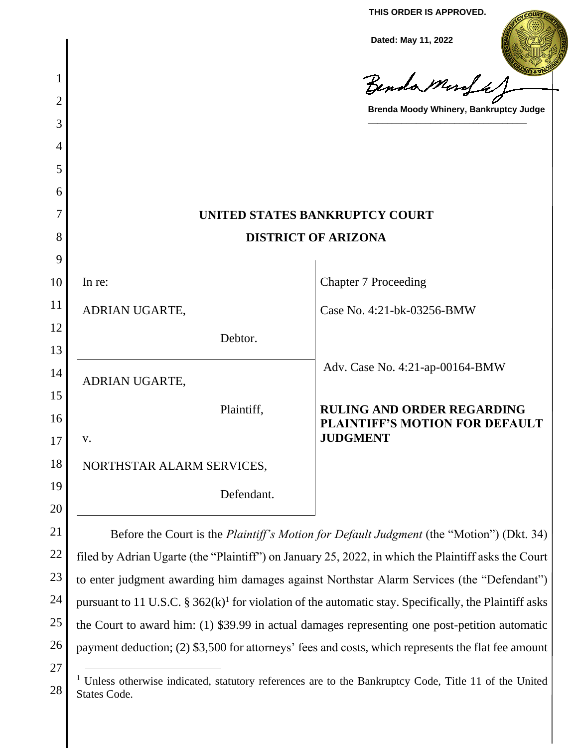**THIS ORDER IS APPROVED.**

**Dated: May 11, 2022**

**Brenda Moody Whinery, Bankruptcy Judge**

# UNITED STATES BANKRUPTCY COURT

# DISTRICT OF ARIZONA

| | |
|---|---|
| In re:<br><br>ADRIAN UGARTE,<br><br>Debtor. | Chapter 7 Proceeding<br><br>Case No. 4:21-bk-03256-BMW |
| ADRIAN UGARTE,<br><br>Plaintiff,<br><br>v.<br><br>NORTHSTAR ALARM SERVICES,<br><br>Defendant. | Adv. Case No. 4:21-ap-00164-BMW<br><br>**RULING AND ORDER REGARDING PLAINTIFF'S MOTION FOR DEFAULT JUDGMENT** |

Before the Court is the *Plaintiff's Motion for Default Judgment* (the "Motion") (Dkt. 34) filed by Adrian Ugarte (the "Plaintiff") on January 25, 2022, in which the Plaintiff asks the Court to enter judgment awarding him damages against Northstar Alarm Services (the "Defendant") pursuant to 11 U.S.C. § 362(k)[1] for violation of the automatic stay. Specifically, the Plaintiff asks the Court to award him: (1) $39.99 in actual damages representing one post-petition automatic payment deduction; (2) $3,500 for attorneys' fees and costs, which represents the flat fee amount

---

[1] Unless otherwise indicated, statutory references are to the Bankruptcy Code, Title 11 of the United States Code.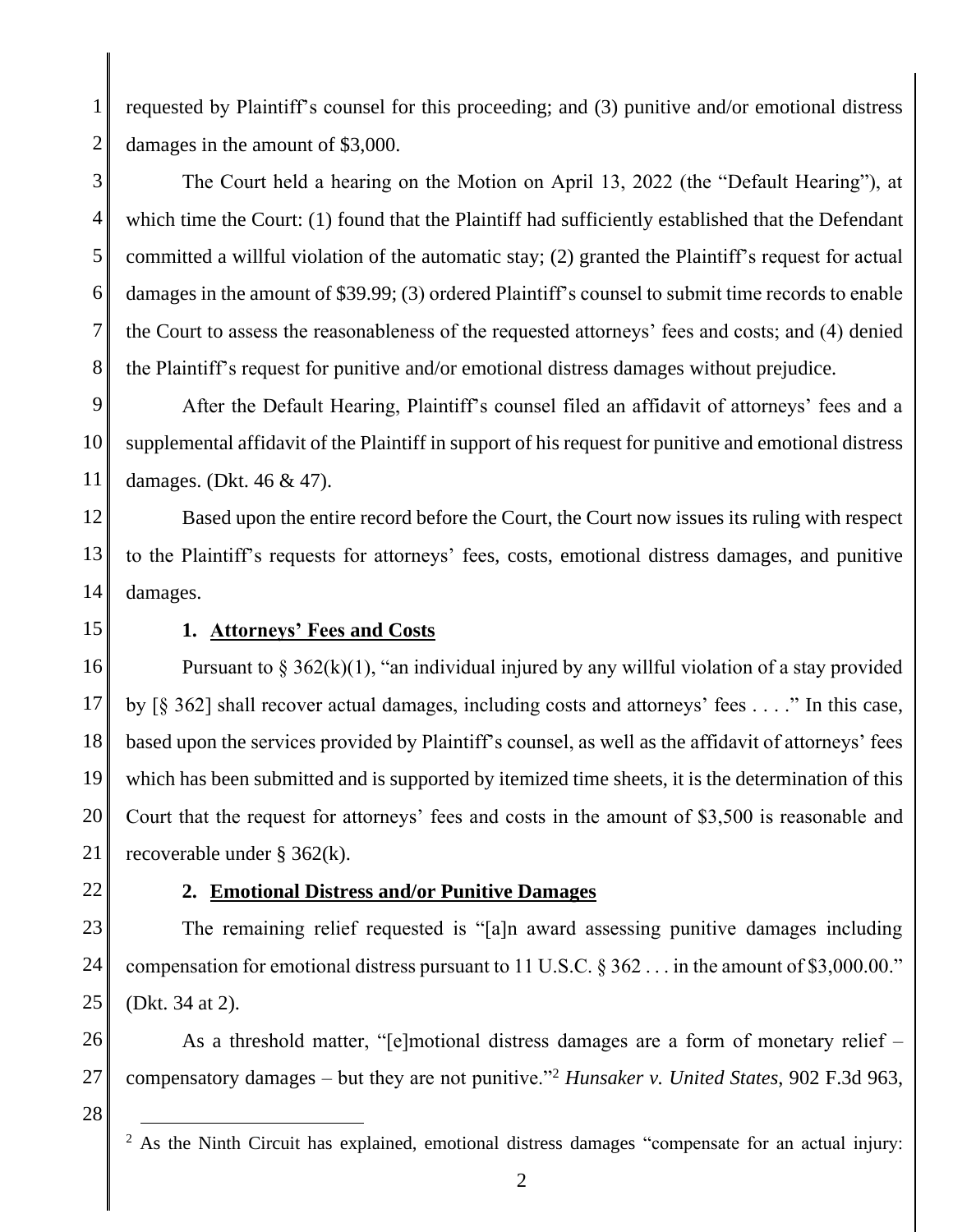requested by Plaintiff's counsel for this proceeding; and (3) punitive and/or emotional distress damages in the amount of $3,000.

The Court held a hearing on the Motion on April 13, 2022 (the "Default Hearing"), at which time the Court: (1) found that the Plaintiff had sufficiently established that the Defendant committed a willful violation of the automatic stay; (2) granted the Plaintiff's request for actual damages in the amount of $39.99; (3) ordered Plaintiff's counsel to submit time records to enable the Court to assess the reasonableness of the requested attorneys' fees and costs; and (4) denied the Plaintiff's request for punitive and/or emotional distress damages without prejudice.

After the Default Hearing, Plaintiff's counsel filed an affidavit of attorneys' fees and a supplemental affidavit of the Plaintiff in support of his request for punitive and emotional distress damages. (Dkt. 46 & 47).

Based upon the entire record before the Court, the Court now issues its ruling with respect to the Plaintiff's requests for attorneys' fees, costs, emotional distress damages, and punitive damages.

**1. <u>Attorneys' Fees and Costs</u>**

Pursuant to § 362(k)(1), "an individual injured by any willful violation of a stay provided by [§ 362] shall recover actual damages, including costs and attorneys' fees . . . ." In this case, based upon the services provided by Plaintiff's counsel, as well as the affidavit of attorneys' fees which has been submitted and is supported by itemized time sheets, it is the determination of this Court that the request for attorneys' fees and costs in the amount of $3,500 is reasonable and recoverable under § 362(k).

**2. <u>Emotional Distress and/or Punitive Damages</u>**

The remaining relief requested is "[a]n award assessing punitive damages including compensation for emotional distress pursuant to 11 U.S.C. § 362 . . . in the amount of $3,000.00." (Dkt. 34 at 2).

As a threshold matter, "[e]motional distress damages are a form of monetary relief – compensatory damages – but they are not punitive."[2] *Hunsaker v. United States*, 902 F.3d 963,

---

[2] As the Ninth Circuit has explained, emotional distress damages "compensate for an actual injury: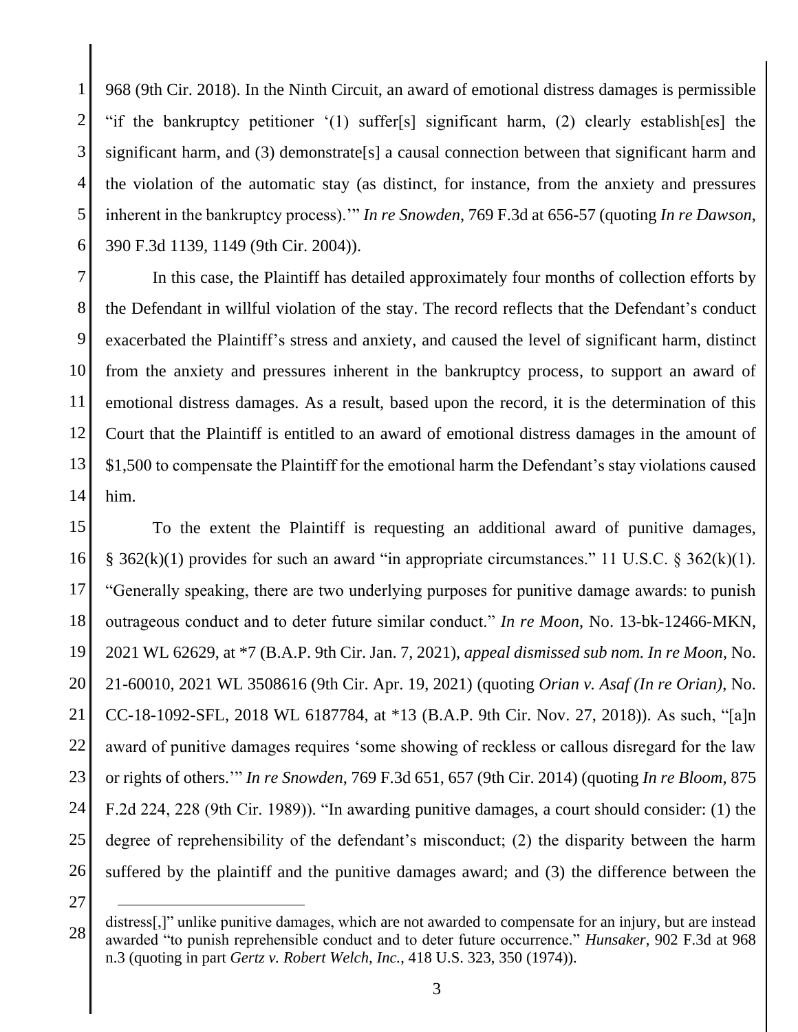968 (9th Cir. 2018). In the Ninth Circuit, an award of emotional distress damages is permissible "if the bankruptcy petitioner '(1) suffer[s] significant harm, (2) clearly establish[es] the significant harm, and (3) demonstrate[s] a causal connection between that significant harm and the violation of the automatic stay (as distinct, for instance, from the anxiety and pressures inherent in the bankruptcy process).'" *In re Snowden*, 769 F.3d at 656-57 (quoting *In re Dawson*, 390 F.3d 1139, 1149 (9th Cir. 2004)).

In this case, the Plaintiff has detailed approximately four months of collection efforts by the Defendant in willful violation of the stay. The record reflects that the Defendant's conduct exacerbated the Plaintiff's stress and anxiety, and caused the level of significant harm, distinct from the anxiety and pressures inherent in the bankruptcy process, to support an award of emotional distress damages. As a result, based upon the record, it is the determination of this Court that the Plaintiff is entitled to an award of emotional distress damages in the amount of $1,500 to compensate the Plaintiff for the emotional harm the Defendant's stay violations caused him.

To the extent the Plaintiff is requesting an additional award of punitive damages, § 362(k)(1) provides for such an award "in appropriate circumstances." 11 U.S.C. § 362(k)(1). "Generally speaking, there are two underlying purposes for punitive damage awards: to punish outrageous conduct and to deter future similar conduct." *In re Moon*, No. 13-bk-12466-MKN, 2021 WL 62629, at *7 (B.A.P. 9th Cir. Jan. 7, 2021), *appeal dismissed sub nom. In re Moon*, No. 21-60010, 2021 WL 3508616 (9th Cir. Apr. 19, 2021) (quoting *Orian v. Asaf (In re Orian)*, No. CC-18-1092-SFL, 2018 WL 6187784, at *13 (B.A.P. 9th Cir. Nov. 27, 2018)). As such, "[a]n award of punitive damages requires 'some showing of reckless or callous disregard for the law or rights of others.'" *In re Snowden*, 769 F.3d 651, 657 (9th Cir. 2014) (quoting *In re Bloom*, 875 F.2d 224, 228 (9th Cir. 1989)). "In awarding punitive damages, a court should consider: (1) the degree of reprehensibility of the defendant's misconduct; (2) the disparity between the harm suffered by the plaintiff and the punitive damages award; and (3) the difference between the

---

distress[,]" unlike punitive damages, which are not awarded to compensate for an injury, but are instead awarded "to punish reprehensible conduct and to deter future occurrence." *Hunsaker*, 902 F.3d at 968 n.3 (quoting in part *Gertz v. Robert Welch, Inc.*, 418 U.S. 323, 350 (1974)).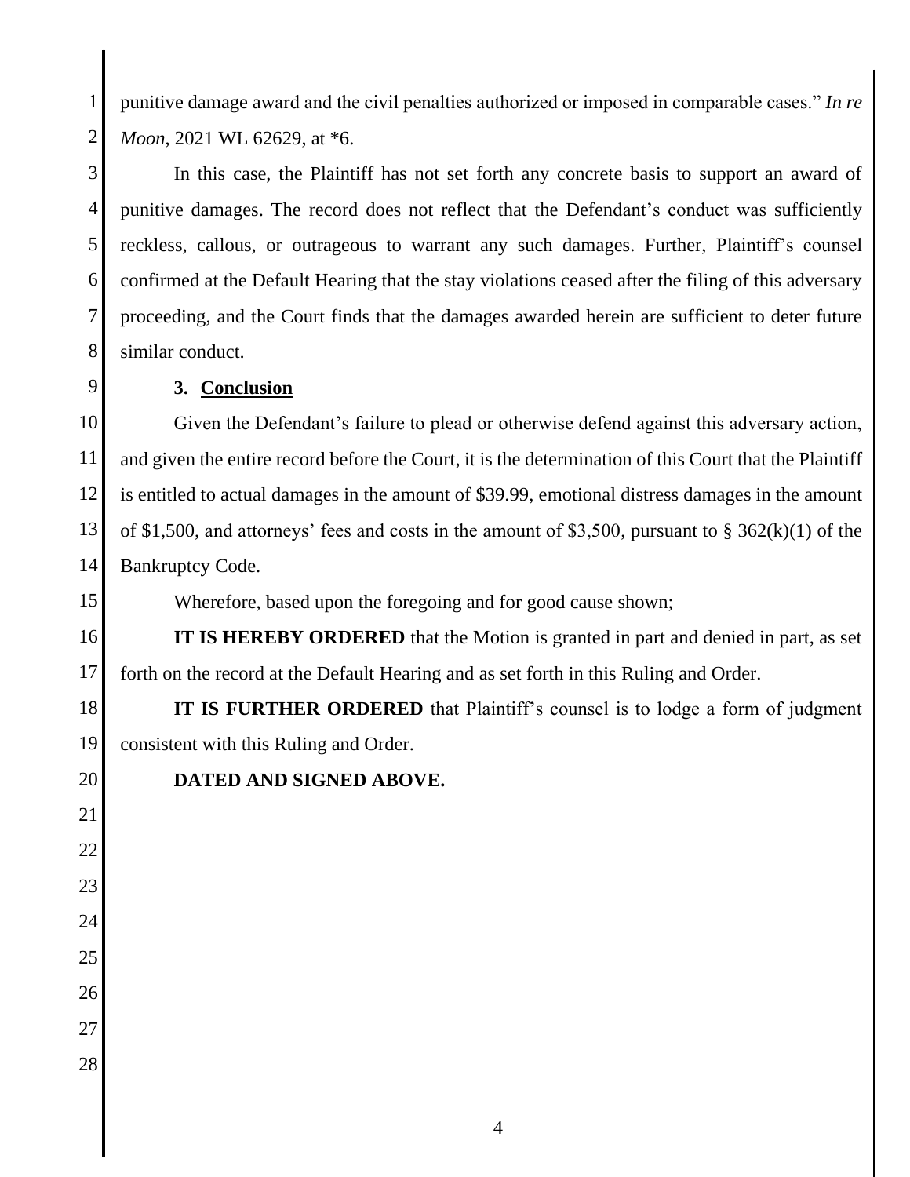punitive damage award and the civil penalties authorized or imposed in comparable cases." *In re Moon*, 2021 WL 62629, at *6.

In this case, the Plaintiff has not set forth any concrete basis to support an award of punitive damages. The record does not reflect that the Defendant's conduct was sufficiently reckless, callous, or outrageous to warrant any such damages. Further, Plaintiff's counsel confirmed at the Default Hearing that the stay violations ceased after the filing of this adversary proceeding, and the Court finds that the damages awarded herein are sufficient to deter future similar conduct.

### 3. Conclusion

Given the Defendant's failure to plead or otherwise defend against this adversary action, and given the entire record before the Court, it is the determination of this Court that the Plaintiff is entitled to actual damages in the amount of $39.99, emotional distress damages in the amount of $1,500, and attorneys' fees and costs in the amount of $3,500, pursuant to § 362(k)(1) of the Bankruptcy Code.

Wherefore, based upon the foregoing and for good cause shown;

**IT IS HEREBY ORDERED** that the Motion is granted in part and denied in part, as set forth on the record at the Default Hearing and as set forth in this Ruling and Order.

**IT IS FURTHER ORDERED** that Plaintiff's counsel is to lodge a form of judgment consistent with this Ruling and Order.

**DATED AND SIGNED ABOVE.**